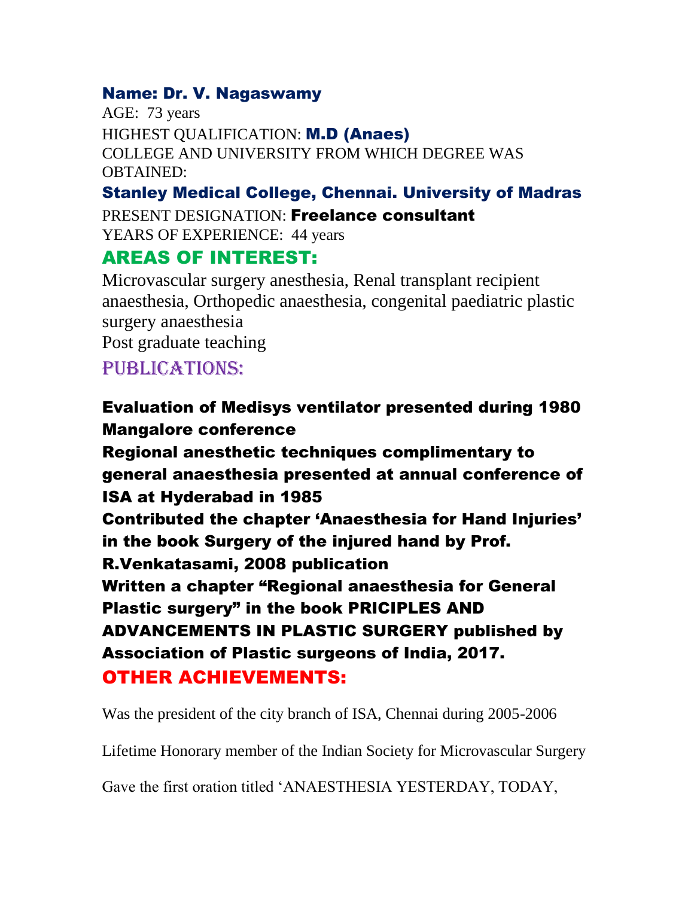**Name: Dr. V. Nagaswamy**

AGE: 73 years

HIGHEST QUALIFICATION: **M.D (Anaes)**

COLLEGE AND UNIVERSITY FROM WHICH DEGREE WAS OBTAINED:

**Stanley Medical College, Chennai. University of Madras**

PRESENT DESIGNATION: **Freelance consultant**

YEARS OF EXPERIENCE: 44 years

## AREAS OF INTEREST:

Microvascular surgery anesthesia, Renal transplant recipient anaesthesia, Orthopedic anaesthesia, congenital paediatric plastic surgery anaesthesia

Post graduate teaching

## PUBLICATIONS:

**Evaluation of Medisys ventilator presented during 1980 Mangalore conference**

**Regional anesthetic techniques complimentary to general anaesthesia presented at annual conference of ISA at Hyderabad in 1985**

**Contributed the chapter 'Anaesthesia for Hand Injuries' in the book Surgery of the injured hand by Prof. R.Venkatasami, 2008 publication**

**Written a chapter "Regional anaesthesia for General Plastic surgery" in the book PRICIPLES AND ADVANCEMENTS IN PLASTIC SURGERY published by Association of Plastic surgeons of India, 2017.**

## OTHER ACHIEVEMENTS:

Was the president of the city branch of ISA, Chennai during 2005-2006

Lifetime Honorary member of the Indian Society for Microvascular Surgery

Gave the first oration titled 'ANAESTHESIA YESTERDAY, TODAY,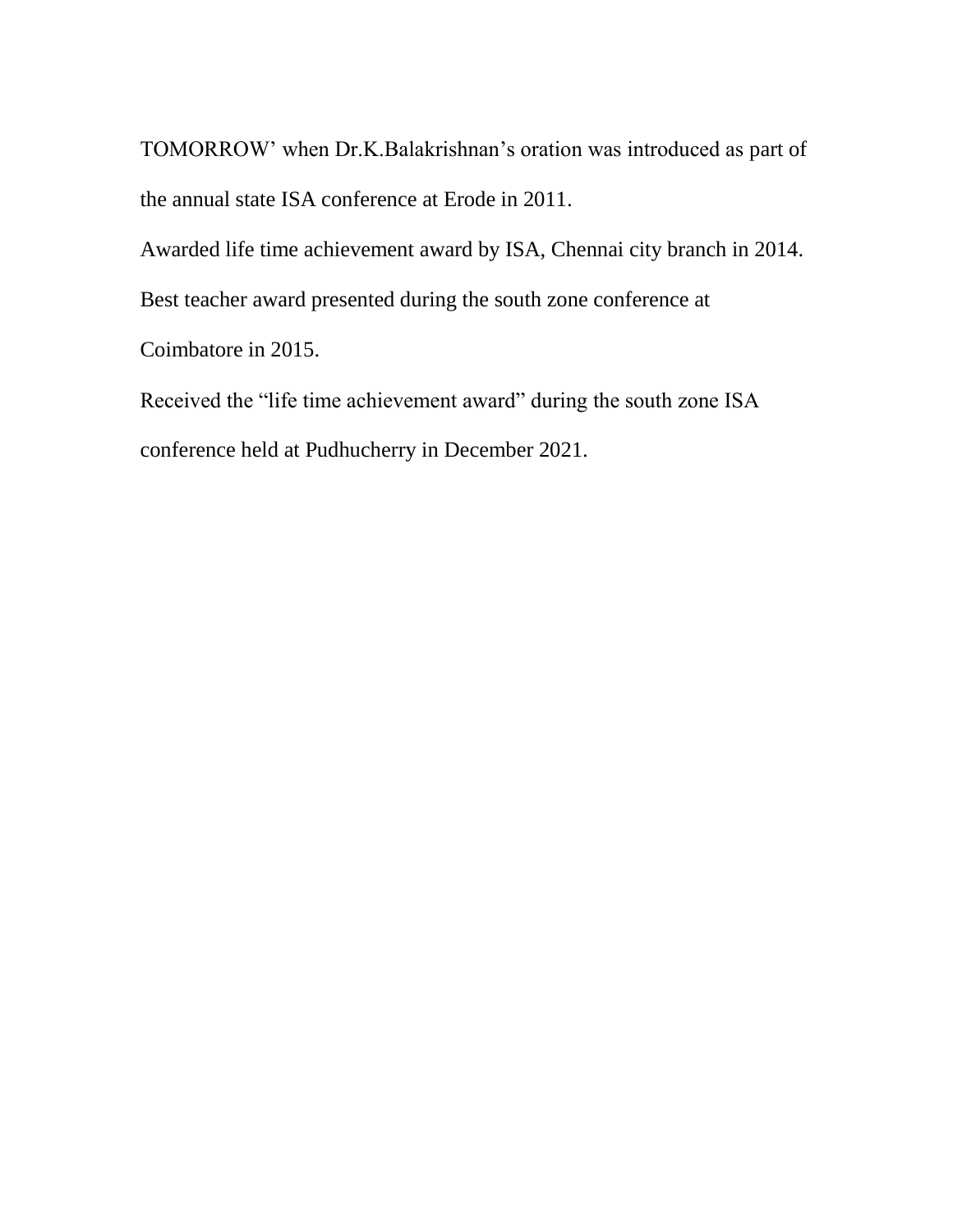TOMORROW' when Dr.K.Balakrishnan's oration was introduced as part of the annual state ISA conference at Erode in 2011.

Awarded life time achievement award by ISA, Chennai city branch in 2014.

Best teacher award presented during the south zone conference at Coimbatore in 2015.

Received the "life time achievement award" during the south zone ISA conference held at Pudhucherry in December 2021.